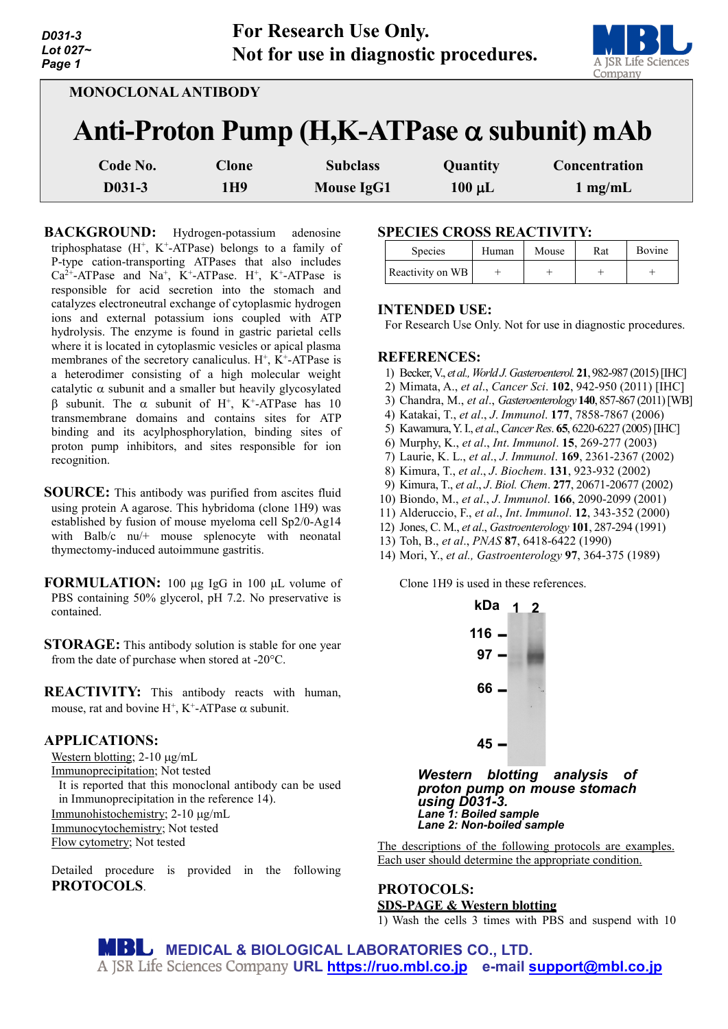For Research Use Only.
Not for use in diagnostic procedures.

MONOCLONAL ANTIBODY

# Anti-Proton Pump (H,K-ATPase α subunit) mAb

| Code No. | Clone | Subclass | Quantity | Concentration |
|---|---|---|---|---|
| D031-3 | 1H9 | Mouse IgG1 | 100 µL | 1 mg/mL |

**BACKGROUND:** Hydrogen-potassium adenosine triphosphatase ($H^+$, $K^+$-ATPase) belongs to a family of P-type cation-transporting ATPases that also includes $Ca^{2+}$-ATPase and $Na^+$, $K^+$-ATPase. $H^+$, $K^+$-ATPase is responsible for acid secretion into the stomach and catalyzes electroneutral exchange of cytoplasmic hydrogen ions and external potassium ions coupled with ATP hydrolysis. The enzyme is found in gastric parietal cells where it is located in cytoplasmic vesicles or apical plasma membranes of the secretory canaliculus. $H^+$, $K^+$-ATPase is a heterodimer consisting of a high molecular weight catalytic α subunit and a smaller but heavily glycosylated β subunit. The α subunit of $H^+$, $K^+$-ATPase has 10 transmembrane domains and contains sites for ATP binding and its acylphosphorylation, binding sites of proton pump inhibitors, and sites responsible for ion recognition.

**SOURCE:** This antibody was purified from ascites fluid using protein A agarose. This hybridoma (clone 1H9) was established by fusion of mouse myeloma cell Sp2/0-Ag14 with Balb/c nu/+ mouse splenocyte with neonatal thymectomy-induced autoimmune gastritis.

**FORMULATION:** 100 µg IgG in 100 µL volume of PBS containing 50% glycerol, pH 7.2. No preservative is contained.

**STORAGE:** This antibody solution is stable for one year from the date of purchase when stored at -20°C.

**REACTIVITY:** This antibody reacts with human, mouse, rat and bovine $H^+$, $K^+$-ATPase α subunit.

**APPLICATIONS:**

Western blotting; 2-10 µg/mL
Immunoprecipitation; Not tested
It is reported that this monoclonal antibody can be used in Immunoprecipitation in the reference 14).
Immunohistochemistry; 2-10 µg/mL
Immunocytochemistry; Not tested
Flow cytometry; Not tested

Detailed procedure is provided in the following **PROTOCOLS**.

**SPECIES CROSS REACTIVITY:**

| Species | Human | Mouse | Rat | Bovine |
|---|---|---|---|---|
| Reactivity on WB | + | + | + | + |

**INTENDED USE:**
For Research Use Only. Not for use in diagnostic procedures.

**REFERENCES:**

1) Becker, V., *et al., World J. Gasteroenterol.* **21**, 982-987 (2015) [IHC]
2) Mimata, A., *et al*., *Cancer Sci*. **102**, 942-950 (2011) [IHC]
3) Chandra, M., *et al*., *Gasteroenterology* **140**, 857-867 (2011) [WB]
4) Katakai, T., *et al*., *J. Immunol*. **177**, 7858-7867 (2006)
5) Kawamura, Y. I., *et al*., *Cancer Res*. **65**, 6220-6227 (2005) [IHC]
6) Murphy, K., *et al*., *Int. Immunol*. **15**, 269-277 (2003)
7) Laurie, K. L., *et al*., *J. Immunol*. **169**, 2361-2367 (2002)
8) Kimura, T., *et al*., *J. Biochem*. **131**, 923-932 (2002)
9) Kimura, T., *et al*., *J. Biol. Chem*. **277**, 20671-20677 (2002)
10) Biondo, M., *et al*., *J. Immunol*. **166**, 2090-2099 (2001)
11) Alderuccio, F., *et al*., *Int. Immunol*. **12**, 343-352 (2000)
12) Jones, C. M., *et al*., *Gastroenterology* **101**, 287-294 (1991)
13) Toh, B., *et al*., *PNAS* **87**, 6418-6422 (1990)
14) Mori, Y., *et al., Gastroenterology* **97**, 364-375 (1989)

Clone 1H9 is used in these references.

***Western blotting analysis of proton pump on mouse stomach using D031-3.***
***Lane 1: Boiled sample***
***Lane 2: Non-boiled sample***

The descriptions of the following protocols are examples. Each user should determine the appropriate condition.

**PROTOCOLS:**

SDS-PAGE & Western blotting

1) Wash the cells 3 times with PBS and suspend with 10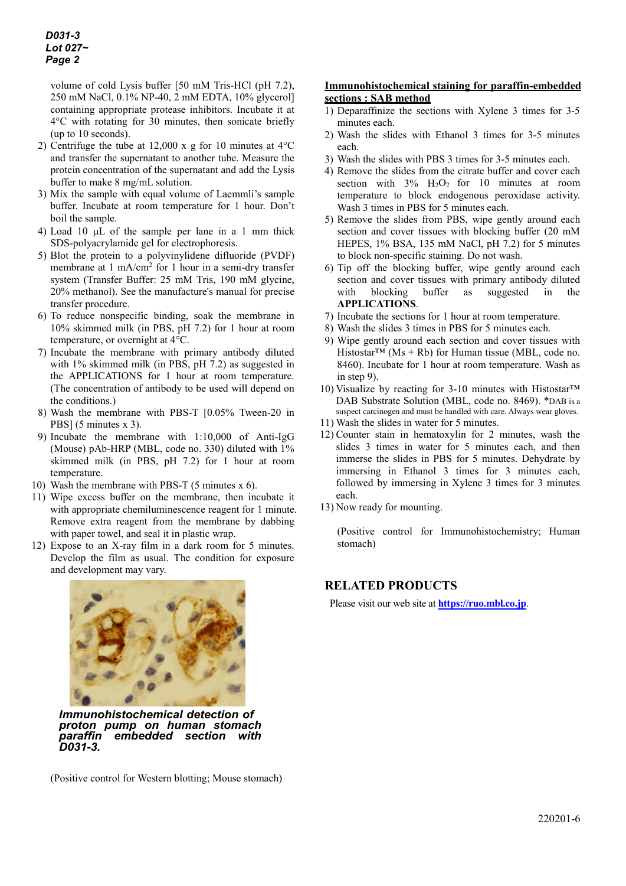volume of cold Lysis buffer [50 mM Tris-HCl (pH 7.2), 250 mM NaCl, 0.1% NP-40, 2 mM EDTA, 10% glycerol] containing appropriate protease inhibitors. Incubate it at 4°C with rotating for 30 minutes, then sonicate briefly (up to 10 seconds).

2) Centrifuge the tube at 12,000 x g for 10 minutes at 4°C and transfer the supernatant to another tube. Measure the protein concentration of the supernatant and add the Lysis buffer to make 8 mg/mL solution.
3) Mix the sample with equal volume of Laemmli's sample buffer. Incubate at room temperature for 1 hour. Don't boil the sample.
4) Load 10 μL of the sample per lane in a 1 mm thick SDS-polyacrylamide gel for electrophoresis.
5) Blot the protein to a polyvinylidene difluoride (PVDF) membrane at 1 mA/cm$^2$ for 1 hour in a semi-dry transfer system (Transfer Buffer: 25 mM Tris, 190 mM glycine, 20% methanol). See the manufacture's manual for precise transfer procedure.
6) To reduce nonspecific binding, soak the membrane in 10% skimmed milk (in PBS, pH 7.2) for 1 hour at room temperature, or overnight at 4°C.
7) Incubate the membrane with primary antibody diluted with 1% skimmed milk (in PBS, pH 7.2) as suggested in the APPLICATIONS for 1 hour at room temperature. (The concentration of antibody to be used will depend on the conditions.)
8) Wash the membrane with PBS-T [0.05% Tween-20 in PBS] (5 minutes x 3).
9) Incubate the membrane with 1:10,000 of Anti-IgG (Mouse) pAb-HRP (MBL, code no. 330) diluted with 1% skimmed milk (in PBS, pH 7.2) for 1 hour at room temperature.
10) Wash the membrane with PBS-T (5 minutes x 6).
11) Wipe excess buffer on the membrane, then incubate it with appropriate chemiluminescence reagent for 1 minute. Remove extra reagent from the membrane by dabbing with paper towel, and seal it in plastic wrap.
12) Expose to an X-ray film in a dark room for 5 minutes. Develop the film as usual. The condition for exposure and development may vary.

***Immunohistochemical detection of proton pump on human stomach paraffin embedded section with D031-3.***

(Positive control for Western blotting; Mouse stomach)

**Immunohistochemical staining for paraffin-embedded sections : SAB method**

1) Deparaffinize the sections with Xylene 3 times for 3-5 minutes each.
2) Wash the slides with Ethanol 3 times for 3-5 minutes each.
3) Wash the slides with PBS 3 times for 3-5 minutes each.
4) Remove the slides from the citrate buffer and cover each section with 3% $H_2O_2$ for 10 minutes at room temperature to block endogenous peroxidase activity. Wash 3 times in PBS for 5 minutes each.
5) Remove the slides from PBS, wipe gently around each section and cover tissues with blocking buffer (20 mM HEPES, 1% BSA, 135 mM NaCl, pH 7.2) for 5 minutes to block non-specific staining. Do not wash.
6) Tip off the blocking buffer, wipe gently around each section and cover tissues with primary antibody diluted with blocking buffer as suggested in the **APPLICATIONS**.
7) Incubate the sections for 1 hour at room temperature.
8) Wash the slides 3 times in PBS for 5 minutes each.
9) Wipe gently around each section and cover tissues with Histostar™ (Ms + Rb) for Human tissue (MBL, code no. 8460). Incubate for 1 hour at room temperature. Wash as in step 9).
10) Visualize by reacting for 3-10 minutes with Histostar™ DAB Substrate Solution (MBL, code no. 8469). *DAB is a suspect carcinogen and must be handled with care. Always wear gloves.
11) Wash the slides in water for 5 minutes.
12) Counter stain in hematoxylin for 2 minutes, wash the slides 3 times in water for 5 minutes each, and then immerse the slides in PBS for 5 minutes. Dehydrate by immersing in Ethanol 3 times for 3 minutes each, followed by immersing in Xylene 3 times for 3 minutes each.
13) Now ready for mounting.

(Positive control for Immunohistochemistry; Human stomach)

## RELATED PRODUCTS

Please visit our web site at **https://ruo.mbl.co.jp**.